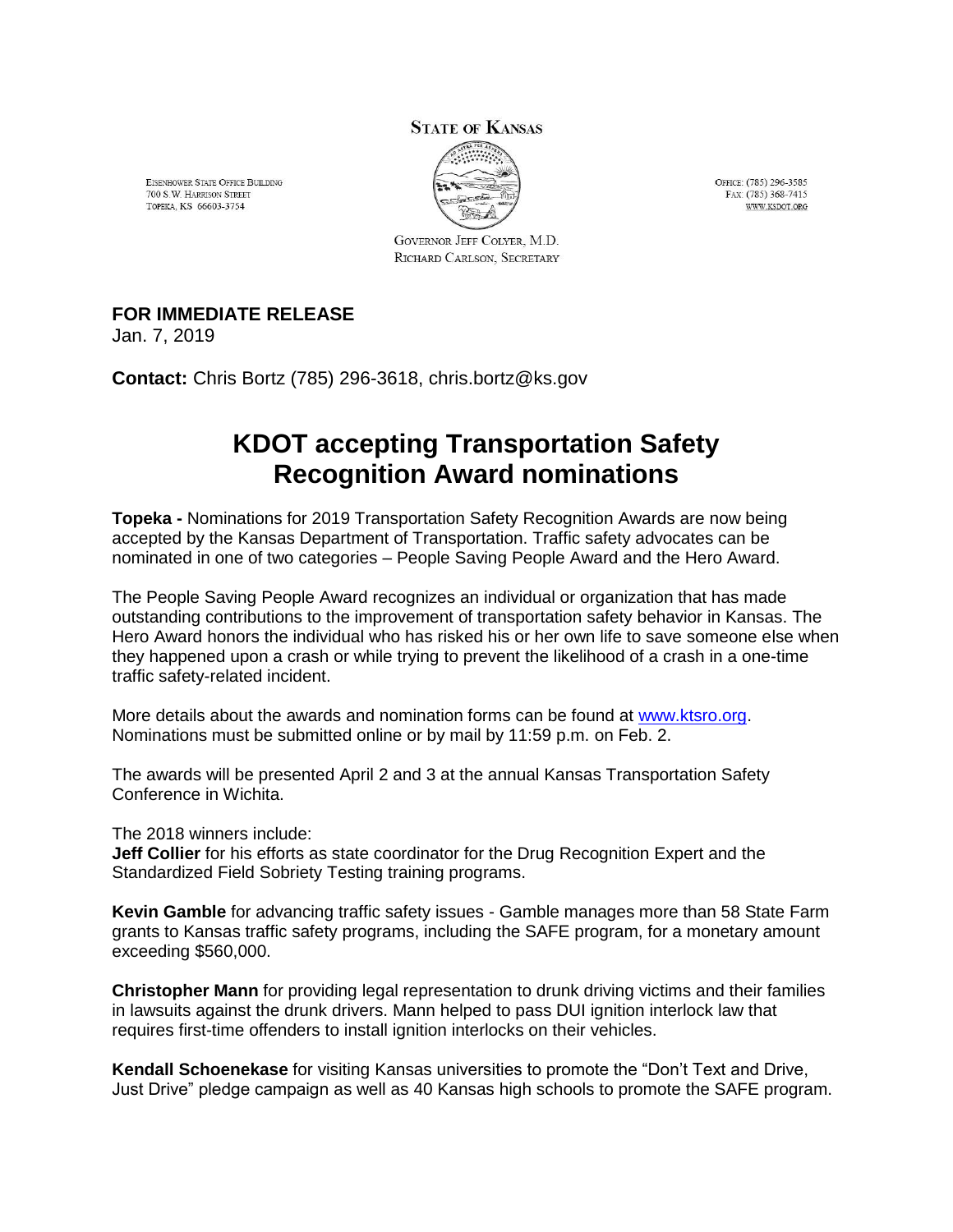**STATE OF KANSAS**

EISENHOWER STATE OFFICE BUILDING
700 S.W. HARRISON STREET
TOPEKA, KS 66603-3754

OFFICE: (785) 296-3585
FAX: (785) 368-7415
WWW.KSDOT.ORG

GOVERNOR JEFF COLYER, M.D.
RICHARD CARLSON, SECRETARY

**FOR IMMEDIATE RELEASE**
Jan. 7, 2019

**Contact:** Chris Bortz (785) 296-3618, chris.bortz@ks.gov

# KDOT accepting Transportation Safety Recognition Award nominations

**Topeka -** Nominations for 2019 Transportation Safety Recognition Awards are now being accepted by the Kansas Department of Transportation. Traffic safety advocates can be nominated in one of two categories – People Saving People Award and the Hero Award.

The People Saving People Award recognizes an individual or organization that has made outstanding contributions to the improvement of transportation safety behavior in Kansas. The Hero Award honors the individual who has risked his or her own life to save someone else when they happened upon a crash or while trying to prevent the likelihood of a crash in a one-time traffic safety-related incident.

More details about the awards and nomination forms can be found at [www.ktsro.org](www.ktsro.org). Nominations must be submitted online or by mail by 11:59 p.m. on Feb. 2.

The awards will be presented April 2 and 3 at the annual Kansas Transportation Safety Conference in Wichita.

The 2018 winners include:
**Jeff Collier** for his efforts as state coordinator for the Drug Recognition Expert and the Standardized Field Sobriety Testing training programs.

**Kevin Gamble** for advancing traffic safety issues - Gamble manages more than 58 State Farm grants to Kansas traffic safety programs, including the SAFE program, for a monetary amount exceeding $560,000.

**Christopher Mann** for providing legal representation to drunk driving victims and their families in lawsuits against the drunk drivers. Mann helped to pass DUI ignition interlock law that requires first-time offenders to install ignition interlocks on their vehicles.

**Kendall Schoenekase** for visiting Kansas universities to promote the "Don't Text and Drive, Just Drive" pledge campaign as well as 40 Kansas high schools to promote the SAFE program.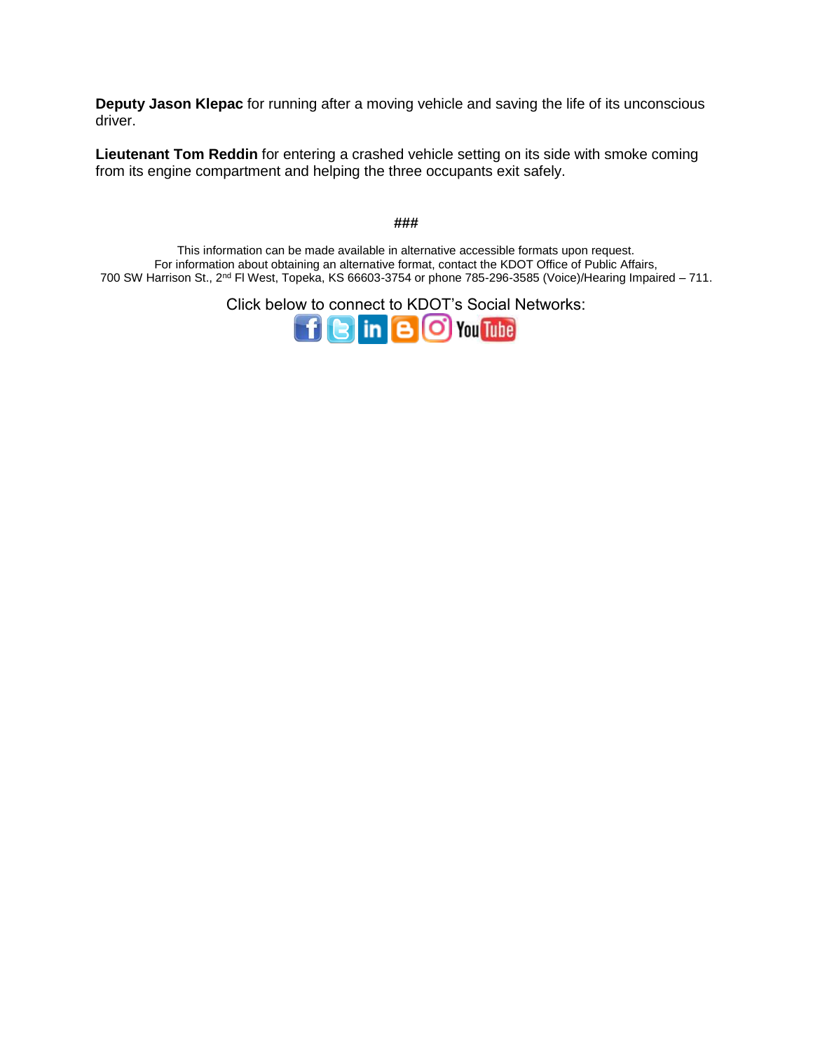**Deputy Jason Klepac** for running after a moving vehicle and saving the life of its unconscious driver.

**Lieutenant Tom Reddin** for entering a crashed vehicle setting on its side with smoke coming from its engine compartment and helping the three occupants exit safely.

###

This information can be made available in alternative accessible formats upon request.
For information about obtaining an alternative format, contact the KDOT Office of Public Affairs,
700 SW Harrison St., 2nd Fl West, Topeka, KS 66603-3754 or phone 785-296-3585 (Voice)/Hearing Impaired – 711.

Click below to connect to KDOT's Social Networks: